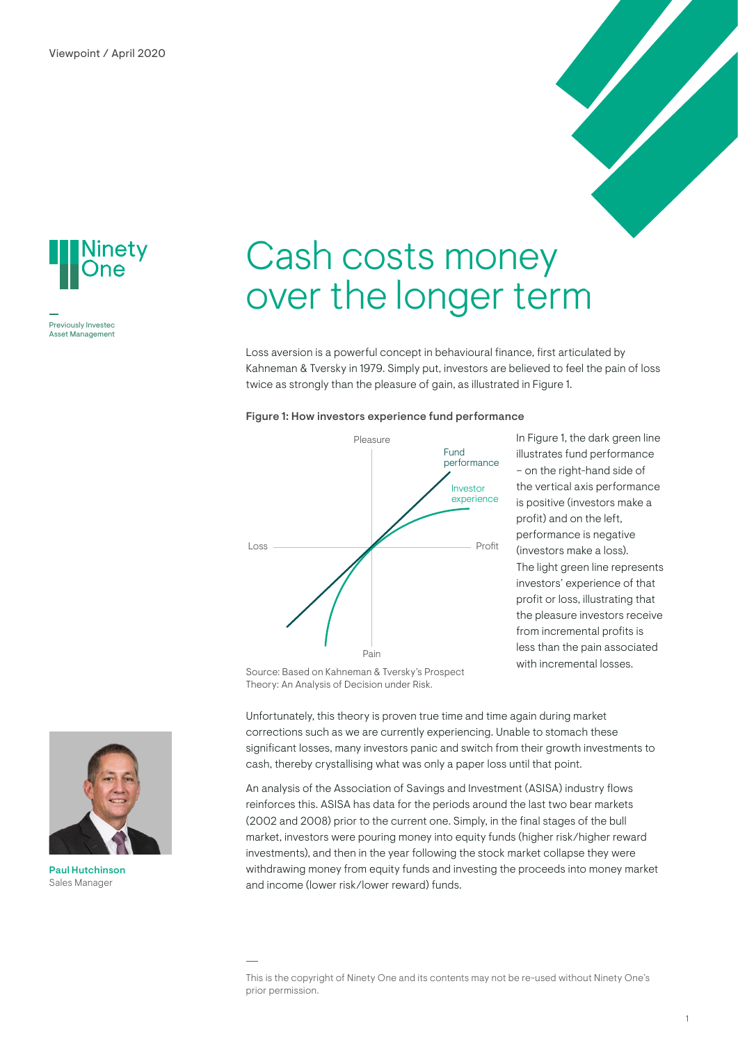Viewpoint / April 2020

Previously Investec Asset Management

# Cash costs money over the longer term

Loss aversion is a powerful concept in behavioural finance, first articulated by Kahneman & Tversky in 1979. Simply put, investors are believed to feel the pain of loss twice as strongly than the pleasure of gain, as illustrated in Figure 1.

**Figure 1: How investors experience fund performance**

Pleasure

Fund performance

Investor experience

Loss

Profit

Pain

Source: Based on Kahneman & Tversky's Prospect Theory: An Analysis of Decision under Risk.

In Figure 1, the dark green line illustrates fund performance – on the right-hand side of the vertical axis performance is positive (investors make a profit) and on the left, performance is negative (investors make a loss). The light green line represents investors' experience of that profit or loss, illustrating that the pleasure investors receive from incremental profits is less than the pain associated with incremental losses.

Unfortunately, this theory is proven true time and time again during market corrections such as we are currently experiencing. Unable to stomach these significant losses, many investors panic and switch from their growth investments to cash, thereby crystallising what was only a paper loss until that point.

An analysis of the Association of Savings and Investment (ASISA) industry flows reinforces this. ASISA has data for the periods around the last two bear markets (2002 and 2008) prior to the current one. Simply, in the final stages of the bull market, investors were pouring money into equity funds (higher risk/higher reward investments), and then in the year following the stock market collapse they were withdrawing money from equity funds and investing the proceeds into money market and income (lower risk/lower reward) funds.

**Paul Hutchinson**
Sales Manager

This is the copyright of Ninety One and its contents may not be re-used without Ninety One's prior permission.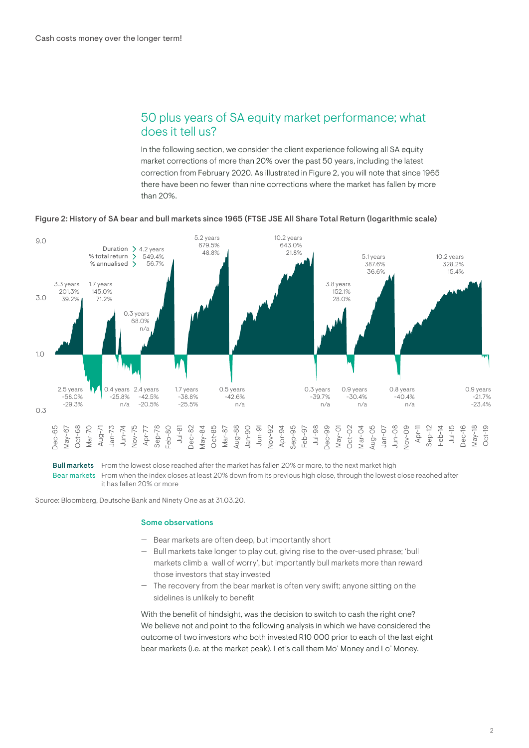## 50 plus years of SA equity market performance; what does it tell us?

In the following section, we consider the client experience following all SA equity market corrections of more than 20% over the past 50 years, including the latest correction from February 2020. As illustrated in Figure 2, you will note that since 1965 there have been no fewer than nine corrections where the market has fallen by more than 20%.

**Figure 2: History of SA bear and bull markets since 1965 (FTSE JSE All Share Total Return (logarithmic scale)**

**Bull markets** From the lowest close reached after the market has fallen 20% or more, to the next market high

Bear markets From when the index closes at least 20% down from its previous high close, through the lowest close reached after it has fallen 20% or more

Source: Bloomberg, Deutsche Bank and Ninety One as at 31.03.20.

### Some observations

- Bear markets are often deep, but importantly short
- Bull markets take longer to play out, giving rise to the over-used phrase; 'bull markets climb a wall of worry', but importantly bull markets more than reward those investors that stay invested
- The recovery from the bear market is often very swift; anyone sitting on the sidelines is unlikely to benefit

With the benefit of hindsight, was the decision to switch to cash the right one? We believe not and point to the following analysis in which we have considered the outcome of two investors who both invested R10 000 prior to each of the last eight bear markets (i.e. at the market peak). Let's call them Mo' Money and Lo' Money.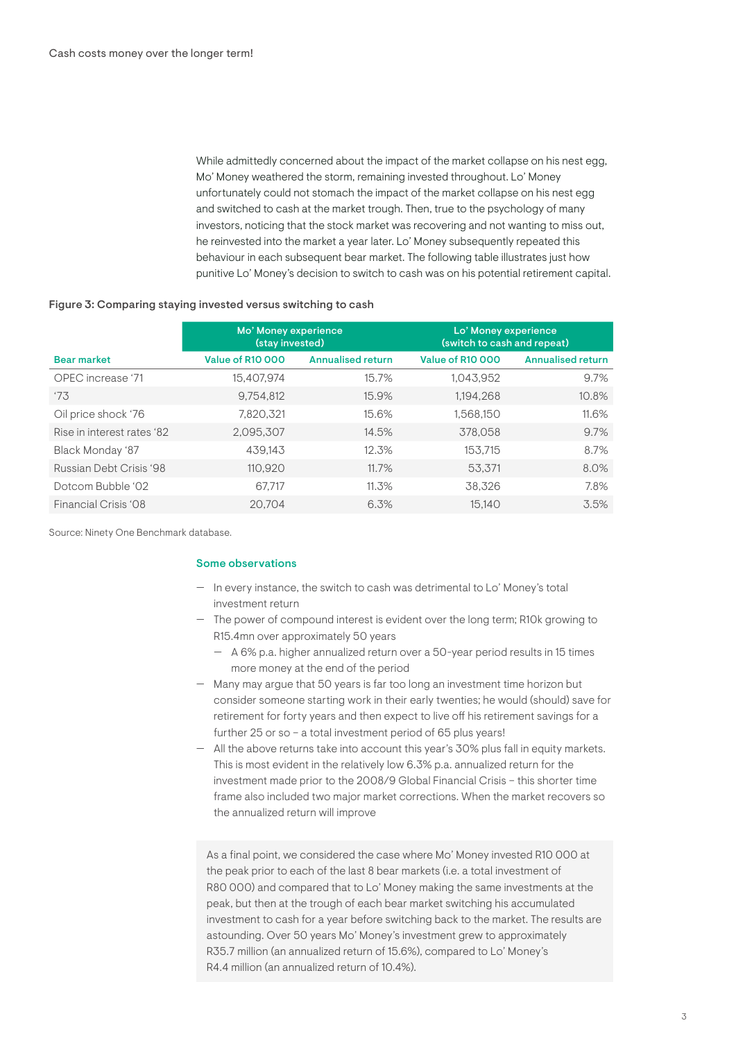While admittedly concerned about the impact of the market collapse on his nest egg, Mo' Money weathered the storm, remaining invested throughout. Lo' Money unfortunately could not stomach the impact of the market collapse on his nest egg and switched to cash at the market trough. Then, true to the psychology of many investors, noticing that the stock market was recovering and not wanting to miss out, he reinvested into the market a year later. Lo' Money subsequently repeated this behaviour in each subsequent bear market. The following table illustrates just how punitive Lo' Money's decision to switch to cash was on his potential retirement capital.

**Figure 3: Comparing staying invested versus switching to cash**

| | Mo' Money experience (stay invested) | | Lo' Money experience (switch to cash and repeat) | |
|---|---|---|---|---|
| **Bear market** | **Value of R10 000** | **Annualised return** | **Value of R10 000** | **Annualised return** |
| OPEC increase '71 | 15,407,974 | 15.7% | 1,043,952 | 9.7% |
| '73 | 9,754,812 | 15.9% | 1,194,268 | 10.8% |
| Oil price shock '76 | 7,820,321 | 15.6% | 1,568,150 | 11.6% |
| Rise in interest rates '82 | 2,095,307 | 14.5% | 378,058 | 9.7% |
| Black Monday '87 | 439,143 | 12.3% | 153,715 | 8.7% |
| Russian Debt Crisis '98 | 110,920 | 11.7% | 53,371 | 8.0% |
| Dotcom Bubble '02 | 67,717 | 11.3% | 38,326 | 7.8% |
| Financial Crisis '08 | 20,704 | 6.3% | 15,140 | 3.5% |

Source: Ninety One Benchmark database.

## Some observations

- In every instance, the switch to cash was detrimental to Lo' Money's total investment return
- The power of compound interest is evident over the long term; R10k growing to R15.4mn over approximately 50 years
  - A 6% p.a. higher annualized return over a 50-year period results in 15 times more money at the end of the period
- Many may argue that 50 years is far too long an investment time horizon but consider someone starting work in their early twenties; he would (should) save for retirement for forty years and then expect to live off his retirement savings for a further 25 or so – a total investment period of 65 plus years!
- All the above returns take into account this year's 30% plus fall in equity markets. This is most evident in the relatively low 6.3% p.a. annualized return for the investment made prior to the 2008/9 Global Financial Crisis – this shorter time frame also included two major market corrections. When the market recovers so the annualized return will improve

As a final point, we considered the case where Mo' Money invested R10 000 at the peak prior to each of the last 8 bear markets (i.e. a total investment of R80 000) and compared that to Lo' Money making the same investments at the peak, but then at the trough of each bear market switching his accumulated investment to cash for a year before switching back to the market. The results are astounding. Over 50 years Mo' Money's investment grew to approximately R35.7 million (an annualized return of 15.6%), compared to Lo' Money's R4.4 million (an annualized return of 10.4%).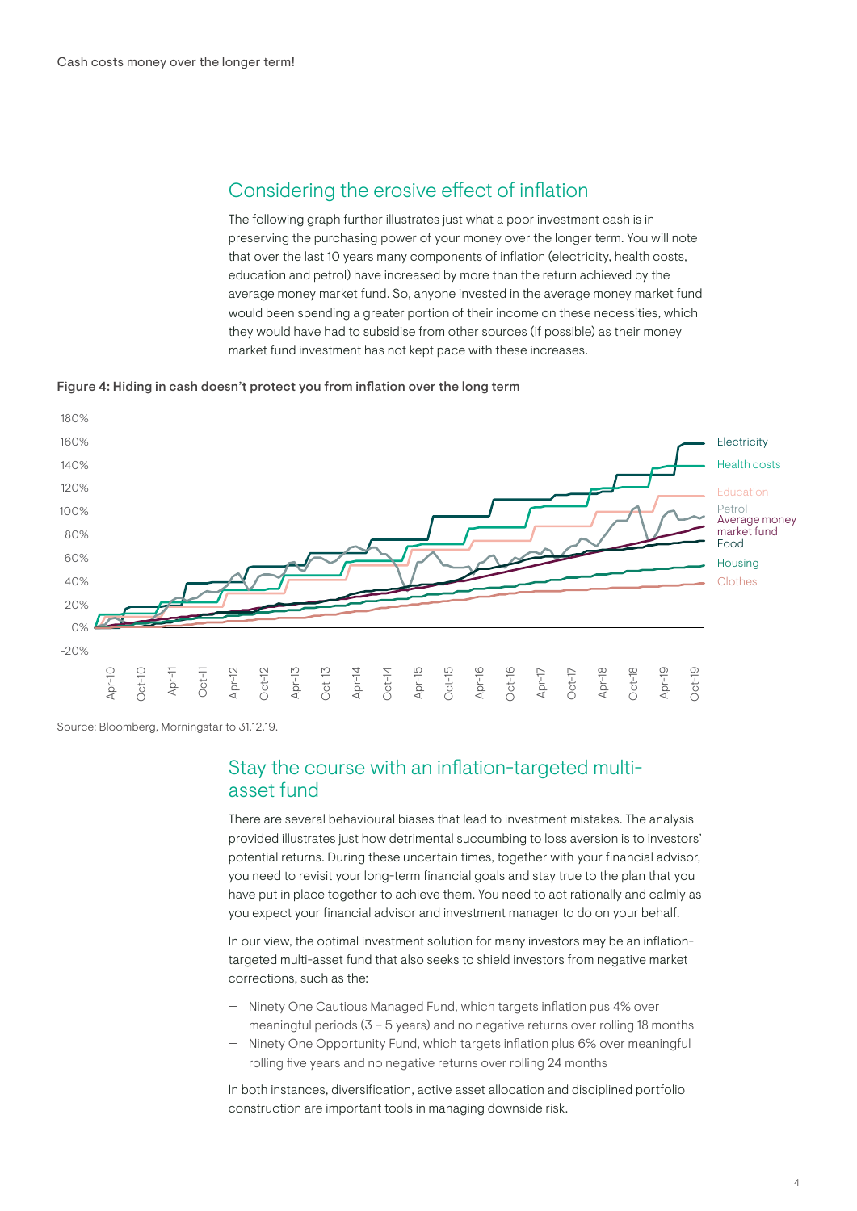## Considering the erosive effect of inflation

The following graph further illustrates just what a poor investment cash is in preserving the purchasing power of your money over the longer term. You will note that over the last 10 years many components of inflation (electricity, health costs, education and petrol) have increased by more than the return achieved by the average money market fund. So, anyone invested in the average money market fund would been spending a greater portion of their income on these necessities, which they would have had to subsidise from other sources (if possible) as their money market fund investment has not kept pace with these increases.

**Figure 4: Hiding in cash doesn't protect you from inflation over the long term**

Source: Bloomberg, Morningstar to 31.12.19.

## Stay the course with an inflation-targeted multi-asset fund

There are several behavioural biases that lead to investment mistakes. The analysis provided illustrates just how detrimental succumbing to loss aversion is to investors' potential returns. During these uncertain times, together with your financial advisor, you need to revisit your long-term financial goals and stay true to the plan that you have put in place together to achieve them. You need to act rationally and calmly as you expect your financial advisor and investment manager to do on your behalf.

In our view, the optimal investment solution for many investors may be an inflation-targeted multi-asset fund that also seeks to shield investors from negative market corrections, such as the:

- Ninety One Cautious Managed Fund, which targets inflation pus 4% over meaningful periods (3 – 5 years) and no negative returns over rolling 18 months
- Ninety One Opportunity Fund, which targets inflation plus 6% over meaningful rolling five years and no negative returns over rolling 24 months

In both instances, diversification, active asset allocation and disciplined portfolio construction are important tools in managing downside risk.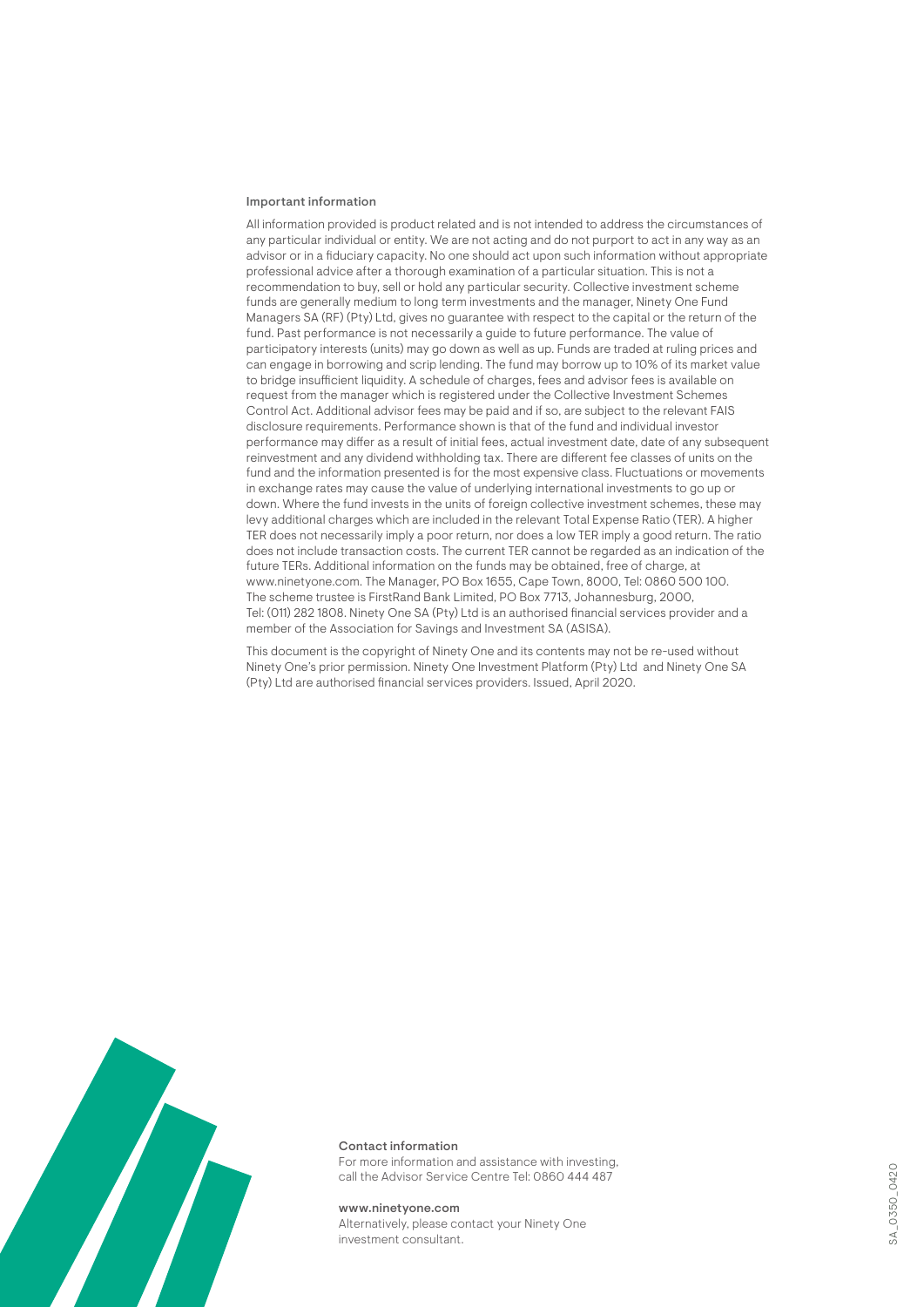### Important information

All information provided is product related and is not intended to address the circumstances of any particular individual or entity. We are not acting and do not purport to act in any way as an advisor or in a fiduciary capacity. No one should act upon such information without appropriate professional advice after a thorough examination of a particular situation. This is not a recommendation to buy, sell or hold any particular security. Collective investment scheme funds are generally medium to long term investments and the manager, Ninety One Fund Managers SA (RF) (Pty) Ltd, gives no guarantee with respect to the capital or the return of the fund. Past performance is not necessarily a guide to future performance. The value of participatory interests (units) may go down as well as up. Funds are traded at ruling prices and can engage in borrowing and scrip lending. The fund may borrow up to 10% of its market value to bridge insufficient liquidity. A schedule of charges, fees and advisor fees is available on request from the manager which is registered under the Collective Investment Schemes Control Act. Additional advisor fees may be paid and if so, are subject to the relevant FAIS disclosure requirements. Performance shown is that of the fund and individual investor performance may differ as a result of initial fees, actual investment date, date of any subsequent reinvestment and any dividend withholding tax. There are different fee classes of units on the fund and the information presented is for the most expensive class. Fluctuations or movements in exchange rates may cause the value of underlying international investments to go up or down. Where the fund invests in the units of foreign collective investment schemes, these may levy additional charges which are included in the relevant Total Expense Ratio (TER). A higher TER does not necessarily imply a poor return, nor does a low TER imply a good return. The ratio does not include transaction costs. The current TER cannot be regarded as an indication of the future TERs. Additional information on the funds may be obtained, free of charge, at www.ninetyone.com. The Manager, PO Box 1655, Cape Town, 8000, Tel: 0860 500 100. The scheme trustee is FirstRand Bank Limited, PO Box 7713, Johannesburg, 2000, Tel: (011) 282 1808. Ninety One SA (Pty) Ltd is an authorised financial services provider and a member of the Association for Savings and Investment SA (ASISA).

This document is the copyright of Ninety One and its contents may not be re-used without Ninety One's prior permission. Ninety One Investment Platform (Pty) Ltd and Ninety One SA (Pty) Ltd are authorised financial services providers. Issued, April 2020.

### Contact information

For more information and assistance with investing, call the Advisor Service Centre Tel: 0860 444 487

**www.ninetyone.com**

Alternatively, please contact your Ninety One investment consultant.

SA_0350_0420